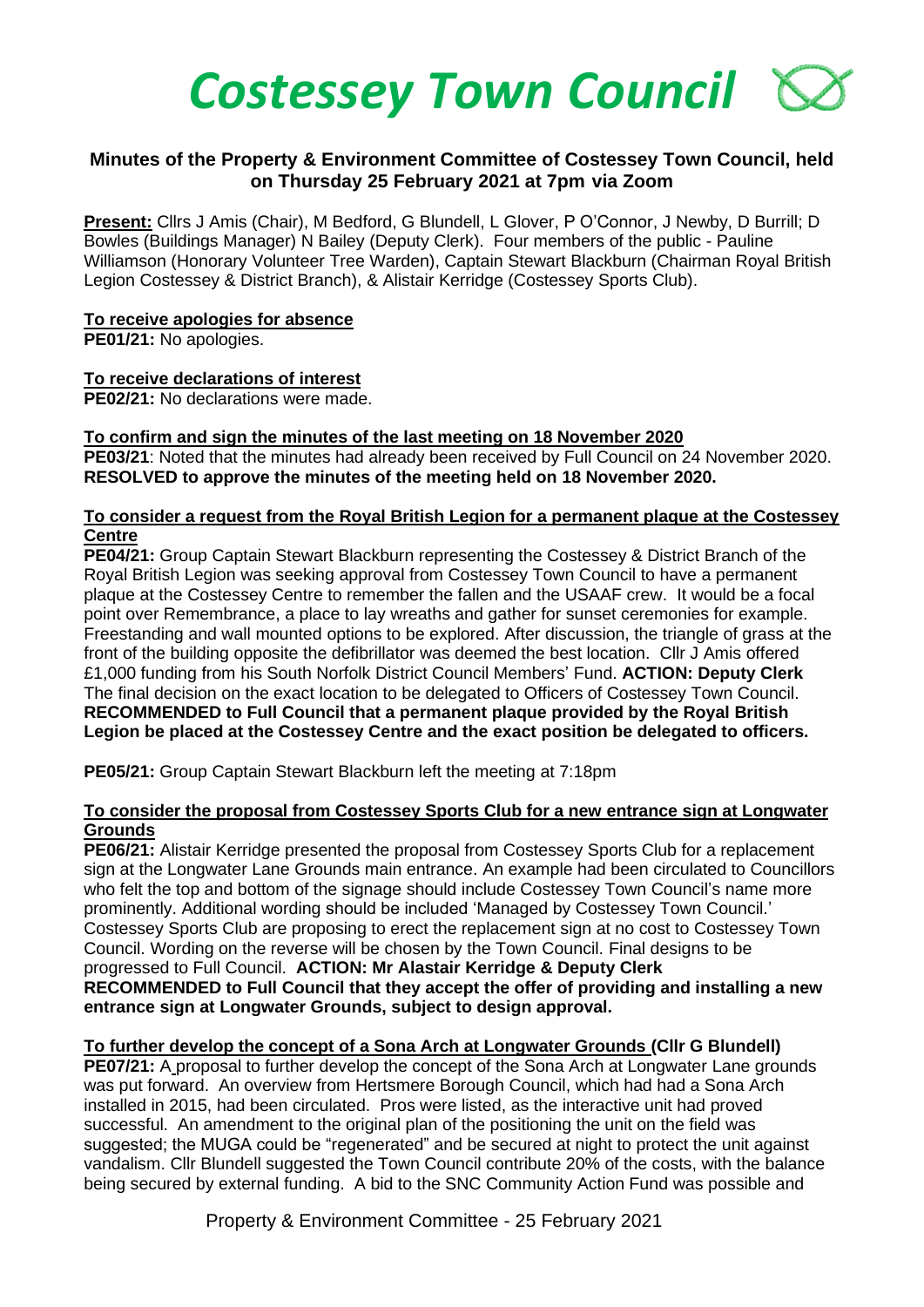# Costessey Town Council

## Minutes of the Property & Environment Committee of Costessey Town Council, held on Thursday 25 February 2021 at 7pm via Zoom

**Present:** Cllrs J Amis (Chair), M Bedford, G Blundell, L Glover, P O'Connor, J Newby, D Burrill; D Bowles (Buildings Manager) N Bailey (Deputy Clerk). Four members of the public - Pauline Williamson (Honorary Volunteer Tree Warden), Captain Stewart Blackburn (Chairman Royal British Legion Costessey & District Branch), & Alistair Kerridge (Costessey Sports Club).

**To receive apologies for absence**

**PE01/21:** No apologies.

**To receive declarations of interest**

**PE02/21:** No declarations were made.

**To confirm and sign the minutes of the last meeting on 18 November 2020**

**PE03/21**: Noted that the minutes had already been received by Full Council on 24 November 2020. **RESOLVED to approve the minutes of the meeting held on 18 November 2020.**

**To consider a request from the Royal British Legion for a permanent plaque at the Costessey Centre**

**PE04/21:** Group Captain Stewart Blackburn representing the Costessey & District Branch of the Royal British Legion was seeking approval from Costessey Town Council to have a permanent plaque at the Costessey Centre to remember the fallen and the USAAF crew. It would be a focal point over Remembrance, a place to lay wreaths and gather for sunset ceremonies for example. Freestanding and wall mounted options to be explored. After discussion, the triangle of grass at the front of the building opposite the defibrillator was deemed the best location. Cllr J Amis offered £1,000 funding from his South Norfolk District Council Members' Fund. **ACTION: Deputy Clerk** The final decision on the exact location to be delegated to Officers of Costessey Town Council. **RECOMMENDED to Full Council that a permanent plaque provided by the Royal British Legion be placed at the Costessey Centre and the exact position be delegated to officers.**

**PE05/21:** Group Captain Stewart Blackburn left the meeting at 7:18pm

**To consider the proposal from Costessey Sports Club for a new entrance sign at Longwater Grounds**

**PE06/21:** Alistair Kerridge presented the proposal from Costessey Sports Club for a replacement sign at the Longwater Lane Grounds main entrance. An example had been circulated to Councillors who felt the top and bottom of the signage should include Costessey Town Council's name more prominently. Additional wording should be included 'Managed by Costessey Town Council.' Costessey Sports Club are proposing to erect the replacement sign at no cost to Costessey Town Council. Wording on the reverse will be chosen by the Town Council. Final designs to be progressed to Full Council. **ACTION: Mr Alastair Kerridge & Deputy Clerk**
**RECOMMENDED to Full Council that they accept the offer of providing and installing a new entrance sign at Longwater Grounds, subject to design approval.**

**To further develop the concept of a Sona Arch at Longwater Grounds (Cllr G Blundell)**

**PE07/21:** A proposal to further develop the concept of the Sona Arch at Longwater Lane grounds was put forward. An overview from Hertsmere Borough Council, which had had a Sona Arch installed in 2015, had been circulated. Pros were listed, as the interactive unit had proved successful. An amendment to the original plan of the positioning the unit on the field was suggested; the MUGA could be "regenerated" and be secured at night to protect the unit against vandalism. Cllr Blundell suggested the Town Council contribute 20% of the costs, with the balance being secured by external funding. A bid to the SNC Community Action Fund was possible and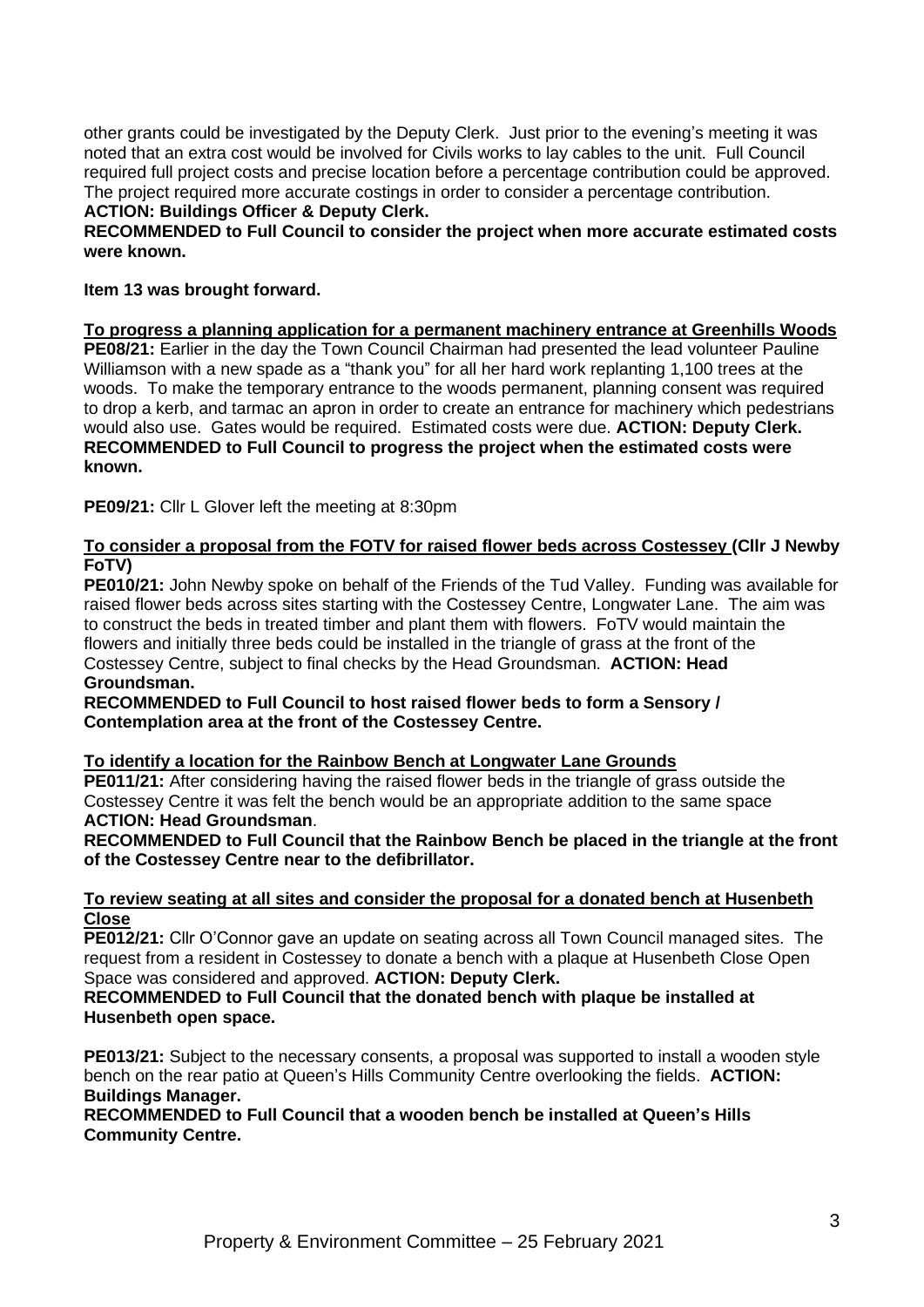other grants could be investigated by the Deputy Clerk. Just prior to the evening's meeting it was noted that an extra cost would be involved for Civils works to lay cables to the unit. Full Council required full project costs and precise location before a percentage contribution could be approved. The project required more accurate costings in order to consider a percentage contribution.
**ACTION: Buildings Officer & Deputy Clerk.**
**RECOMMENDED to Full Council to consider the project when more accurate estimated costs were known.**

**Item 13 was brought forward.**

**To progress a planning application for a permanent machinery entrance at Greenhills Woods**
**PE08/21:** Earlier in the day the Town Council Chairman had presented the lead volunteer Pauline Williamson with a new spade as a "thank you" for all her hard work replanting 1,100 trees at the woods. To make the temporary entrance to the woods permanent, planning consent was required to drop a kerb, and tarmac an apron in order to create an entrance for machinery which pedestrians would also use. Gates would be required. Estimated costs were due. **ACTION: Deputy Clerk.**
**RECOMMENDED to Full Council to progress the project when the estimated costs were known.**

**PE09/21:** Cllr L Glover left the meeting at 8:30pm

**To consider a proposal from the FOTV for raised flower beds across Costessey (Cllr J Newby FoTV)**
**PE010/21:** John Newby spoke on behalf of the Friends of the Tud Valley. Funding was available for raised flower beds across sites starting with the Costessey Centre, Longwater Lane. The aim was to construct the beds in treated timber and plant them with flowers. FoTV would maintain the flowers and initially three beds could be installed in the triangle of grass at the front of the Costessey Centre, subject to final checks by the Head Groundsman. **ACTION: Head Groundsman.**
**RECOMMENDED to Full Council to host raised flower beds to form a Sensory / Contemplation area at the front of the Costessey Centre.**

**To identify a location for the Rainbow Bench at Longwater Lane Grounds**
**PE011/21:** After considering having the raised flower beds in the triangle of grass outside the Costessey Centre it was felt the bench would be an appropriate addition to the same space **ACTION: Head Groundsman**.
**RECOMMENDED to Full Council that the Rainbow Bench be placed in the triangle at the front of the Costessey Centre near to the defibrillator.**

**To review seating at all sites and consider the proposal for a donated bench at Husenbeth Close**
**PE012/21:** Cllr O'Connor gave an update on seating across all Town Council managed sites. The request from a resident in Costessey to donate a bench with a plaque at Husenbeth Close Open Space was considered and approved. **ACTION: Deputy Clerk.**
**RECOMMENDED to Full Council that the donated bench with plaque be installed at Husenbeth open space.**

**PE013/21:** Subject to the necessary consents, a proposal was supported to install a wooden style bench on the rear patio at Queen's Hills Community Centre overlooking the fields. **ACTION: Buildings Manager.**
**RECOMMENDED to Full Council that a wooden bench be installed at Queen's Hills Community Centre.**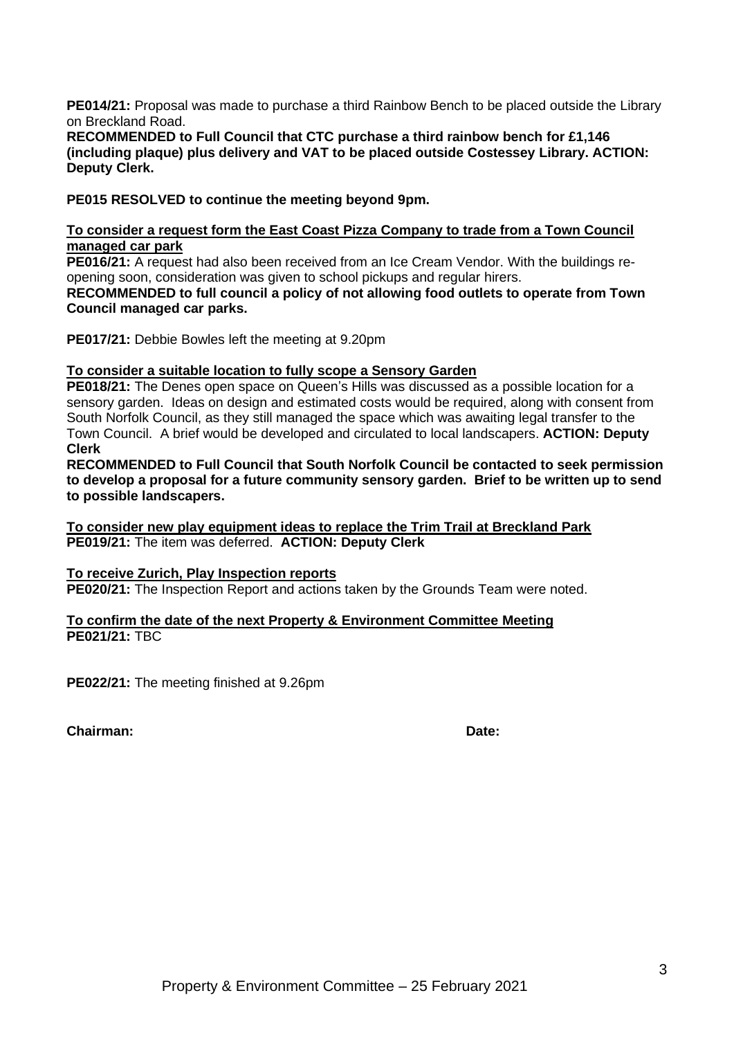**PE014/21:** Proposal was made to purchase a third Rainbow Bench to be placed outside the Library on Breckland Road.

**RECOMMENDED to Full Council that CTC purchase a third rainbow bench for £1,146 (including plaque) plus delivery and VAT to be placed outside Costessey Library. ACTION: Deputy Clerk.**

**PE015 RESOLVED to continue the meeting beyond 9pm.**

**To consider a request form the East Coast Pizza Company to trade from a Town Council managed car park**

**PE016/21:** A request had also been received from an Ice Cream Vendor. With the buildings re-opening soon, consideration was given to school pickups and regular hirers.

**RECOMMENDED to full council a policy of not allowing food outlets to operate from Town Council managed car parks.**

**PE017/21:** Debbie Bowles left the meeting at 9.20pm

**To consider a suitable location to fully scope a Sensory Garden**

**PE018/21:** The Denes open space on Queen's Hills was discussed as a possible location for a sensory garden. Ideas on design and estimated costs would be required, along with consent from South Norfolk Council, as they still managed the space which was awaiting legal transfer to the Town Council. A brief would be developed and circulated to local landscapers. **ACTION: Deputy Clerk**

**RECOMMENDED to Full Council that South Norfolk Council be contacted to seek permission to develop a proposal for a future community sensory garden. Brief to be written up to send to possible landscapers.**

**To consider new play equipment ideas to replace the Trim Trail at Breckland Park**

**PE019/21:** The item was deferred. **ACTION: Deputy Clerk**

**To receive Zurich, Play Inspection reports**

**PE020/21:** The Inspection Report and actions taken by the Grounds Team were noted.

**To confirm the date of the next Property & Environment Committee Meeting**

**PE021/21:** TBC

**PE022/21:** The meeting finished at 9.26pm

**Chairman:** **Date:**